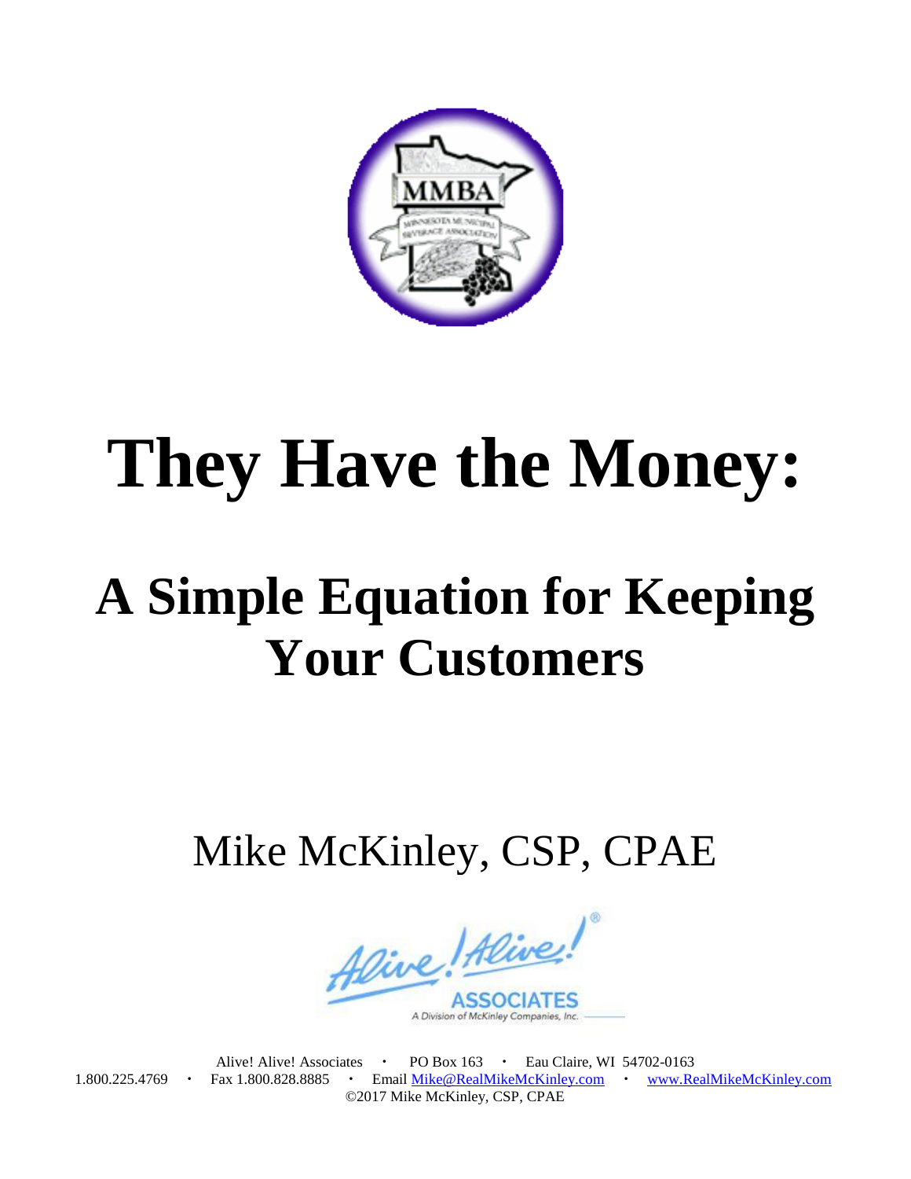# They Have the Money:

## A Simple Equation for Keeping Your Customers

Mike McKinley, CSP, CPAE

Alive! Alive! Associates • PO Box 163 • Eau Claire, WI 54702-0163
1.800.225.4769 • Fax 1.800.828.8885 • Email Mike@RealMikeMcKinley.com • www.RealMikeMcKinley.com
©2017 Mike McKinley, CSP, CPAE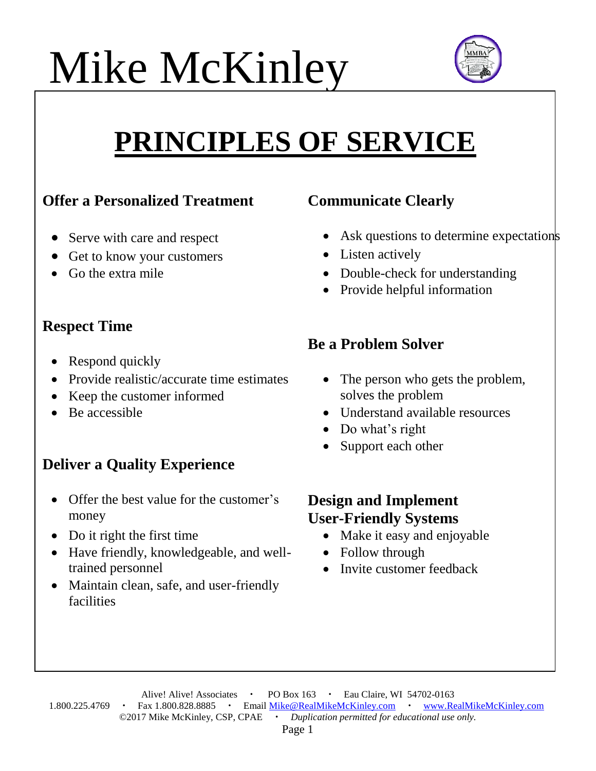# Mike McKinley

## PRINCIPLES OF SERVICE

### Offer a Personalized Treatment

- Serve with care and respect
- Get to know your customers
- Go the extra mile

### Respect Time

- Respond quickly
- Provide realistic/accurate time estimates
- Keep the customer informed
- Be accessible

### Deliver a Quality Experience

- Offer the best value for the customer's money
- Do it right the first time
- Have friendly, knowledgeable, and well-trained personnel
- Maintain clean, safe, and user-friendly facilities

### Communicate Clearly

- Ask questions to determine expectations
- Listen actively
- Double-check for understanding
- Provide helpful information

### Be a Problem Solver

- The person who gets the problem, solves the problem
- Understand available resources
- Do what's right
- Support each other

### Design and Implement User-Friendly Systems

- Make it easy and enjoyable
- Follow through
- Invite customer feedback

Alive! Alive! Associates • PO Box 163 • Eau Claire, WI 54702-0163
1.800.225.4769 • Fax 1.800.828.8885 • Email Mike@RealMikeMcKinley.com • www.RealMikeMcKinley.com
©2017 Mike McKinley, CSP, CPAE • *Duplication permitted for educational use only.*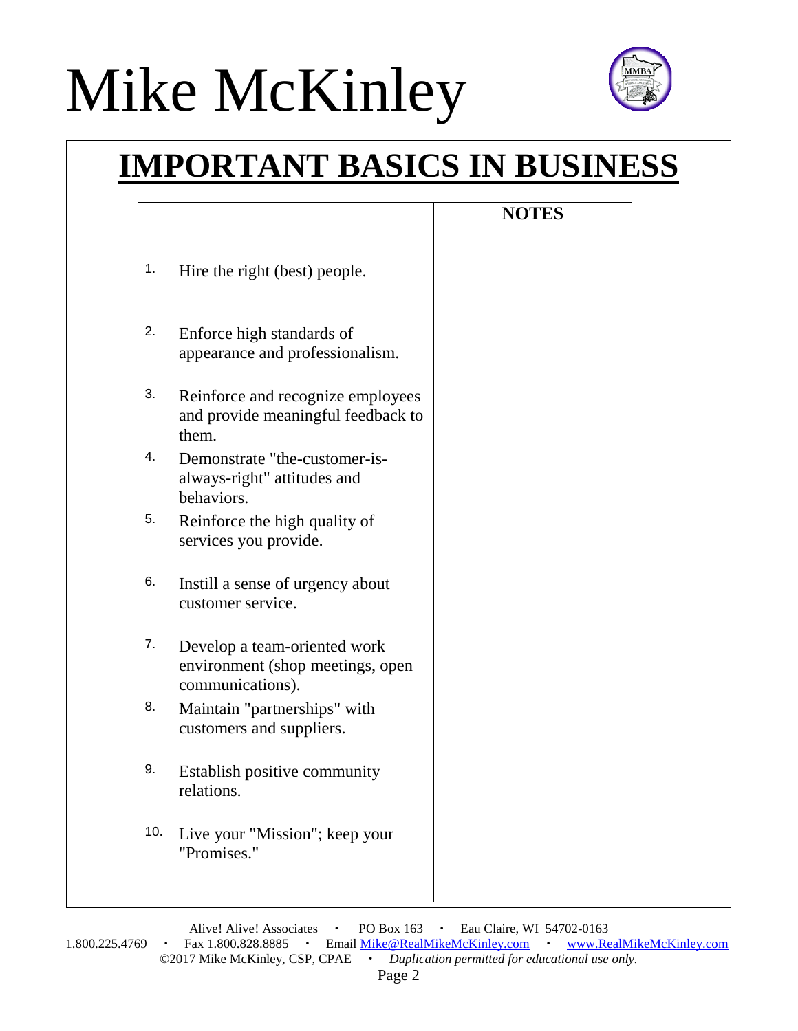# IMPORTANT BASICS IN BUSINESS

**NOTES**

1. Hire the right (best) people.
2. Enforce high standards of appearance and professionalism.
3. Reinforce and recognize employees and provide meaningful feedback to them.
4. Demonstrate "the-customer-is-always-right" attitudes and behaviors.
5. Reinforce the high quality of services you provide.
6. Instill a sense of urgency about customer service.
7. Develop a team-oriented work environment (shop meetings, open communications).
8. Maintain "partnerships" with customers and suppliers.
9. Establish positive community relations.
10. Live your "Mission"; keep your "Promises."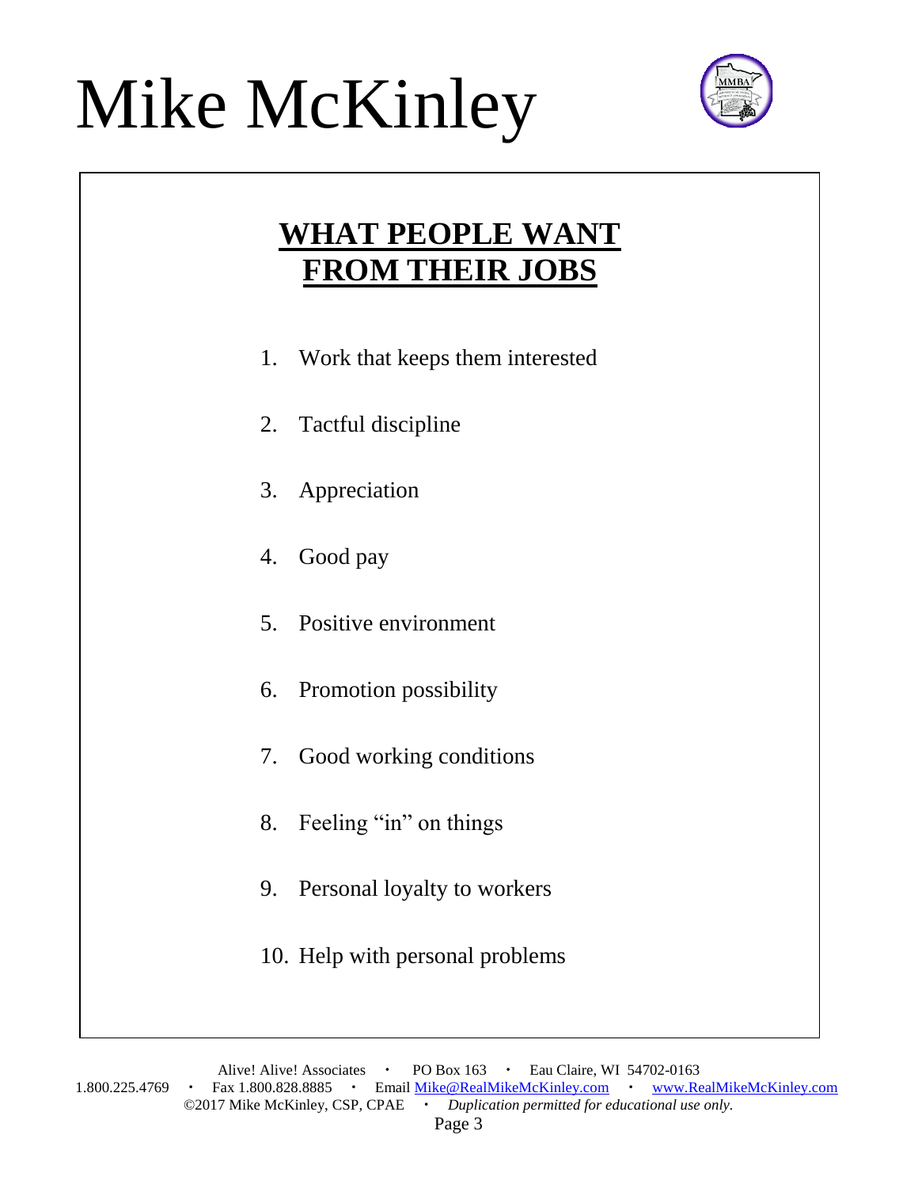# WHAT PEOPLE WANT FROM THEIR JOBS

1. Work that keeps them interested
2. Tactful discipline
3. Appreciation
4. Good pay
5. Positive environment
6. Promotion possibility
7. Good working conditions
8. Feeling "in" on things
9. Personal loyalty to workers
10. Help with personal problems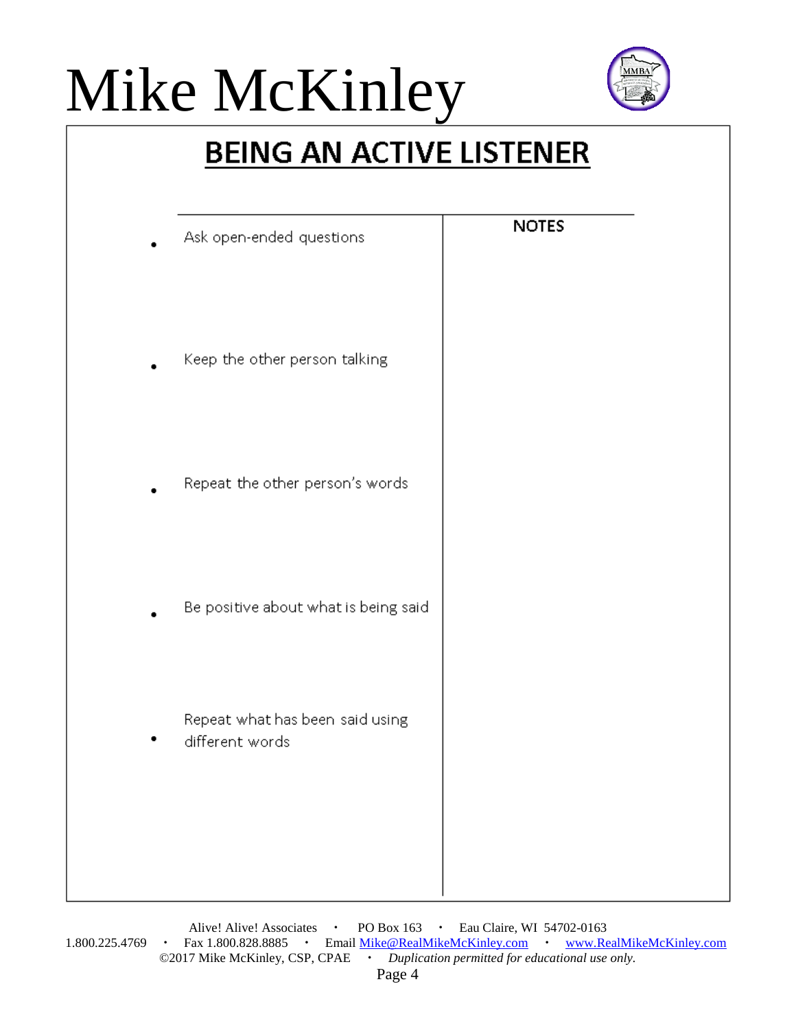## BEING AN ACTIVE LISTENER

| | NOTES |
|---|---|
| • Ask open-ended questions | |
| • Keep the other person talking | |
| • Repeat the other person's words | |
| • Be positive about what is being said | |
| • Repeat what has been said using different words | |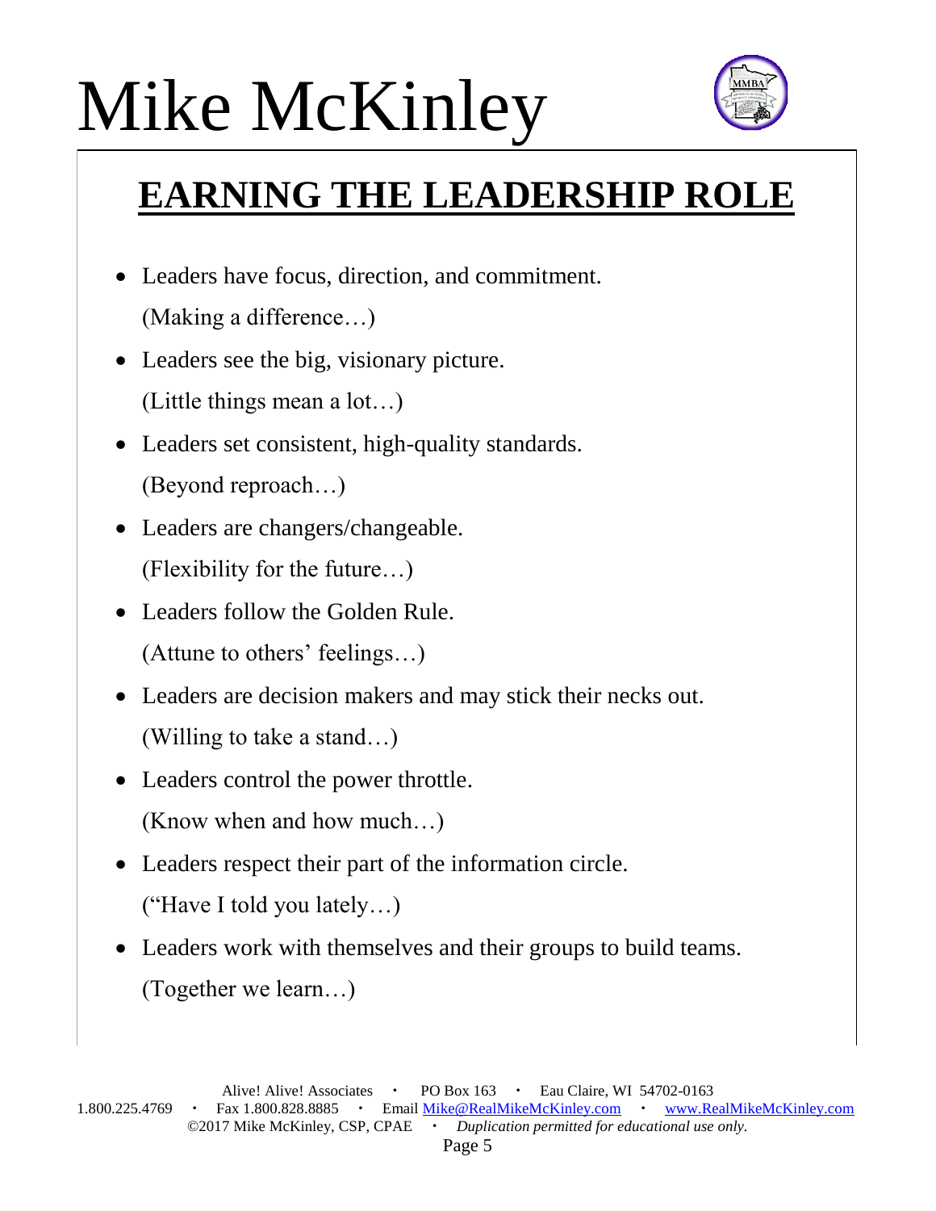## EARNING THE LEADERSHIP ROLE

- Leaders have focus, direction, and commitment.
  (Making a difference…)
- Leaders see the big, visionary picture.
  (Little things mean a lot…)
- Leaders set consistent, high-quality standards.
  (Beyond reproach…)
- Leaders are changers/changeable.
  (Flexibility for the future…)
- Leaders follow the Golden Rule.
  (Attune to others' feelings…)
- Leaders are decision makers and may stick their necks out.
  (Willing to take a stand…)
- Leaders control the power throttle.
  (Know when and how much…)
- Leaders respect their part of the information circle.
  ("Have I told you lately…)
- Leaders work with themselves and their groups to build teams.
  (Together we learn…)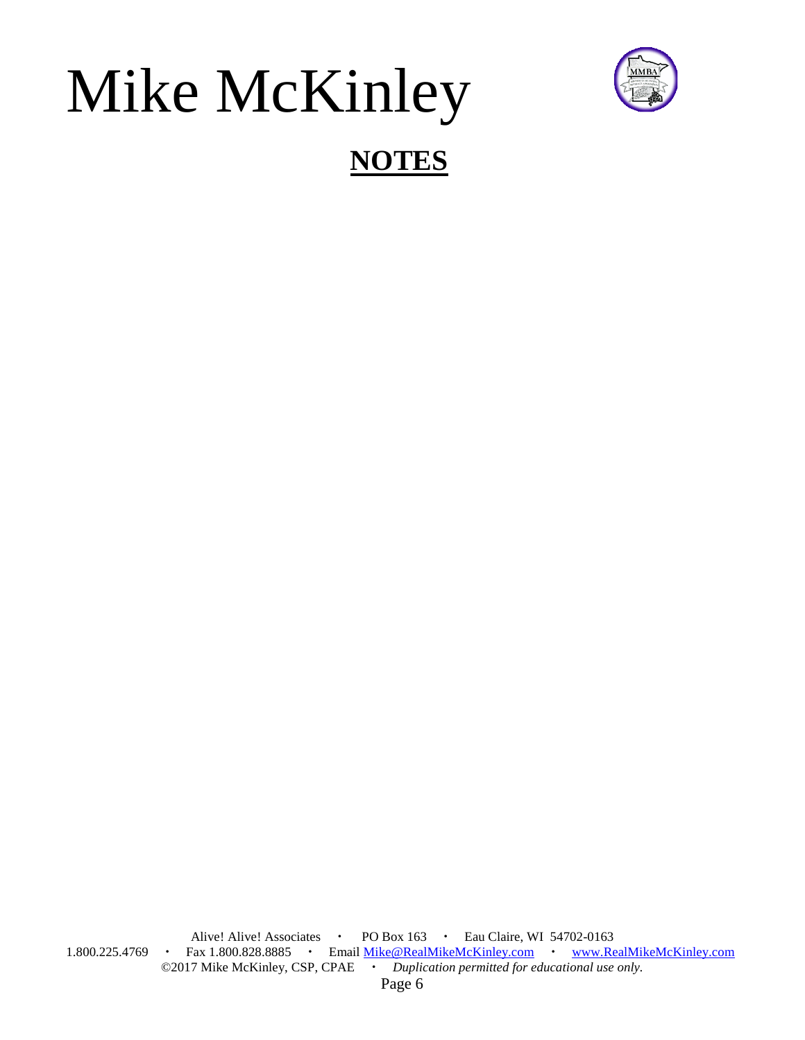# Mike McKinley

## NOTES